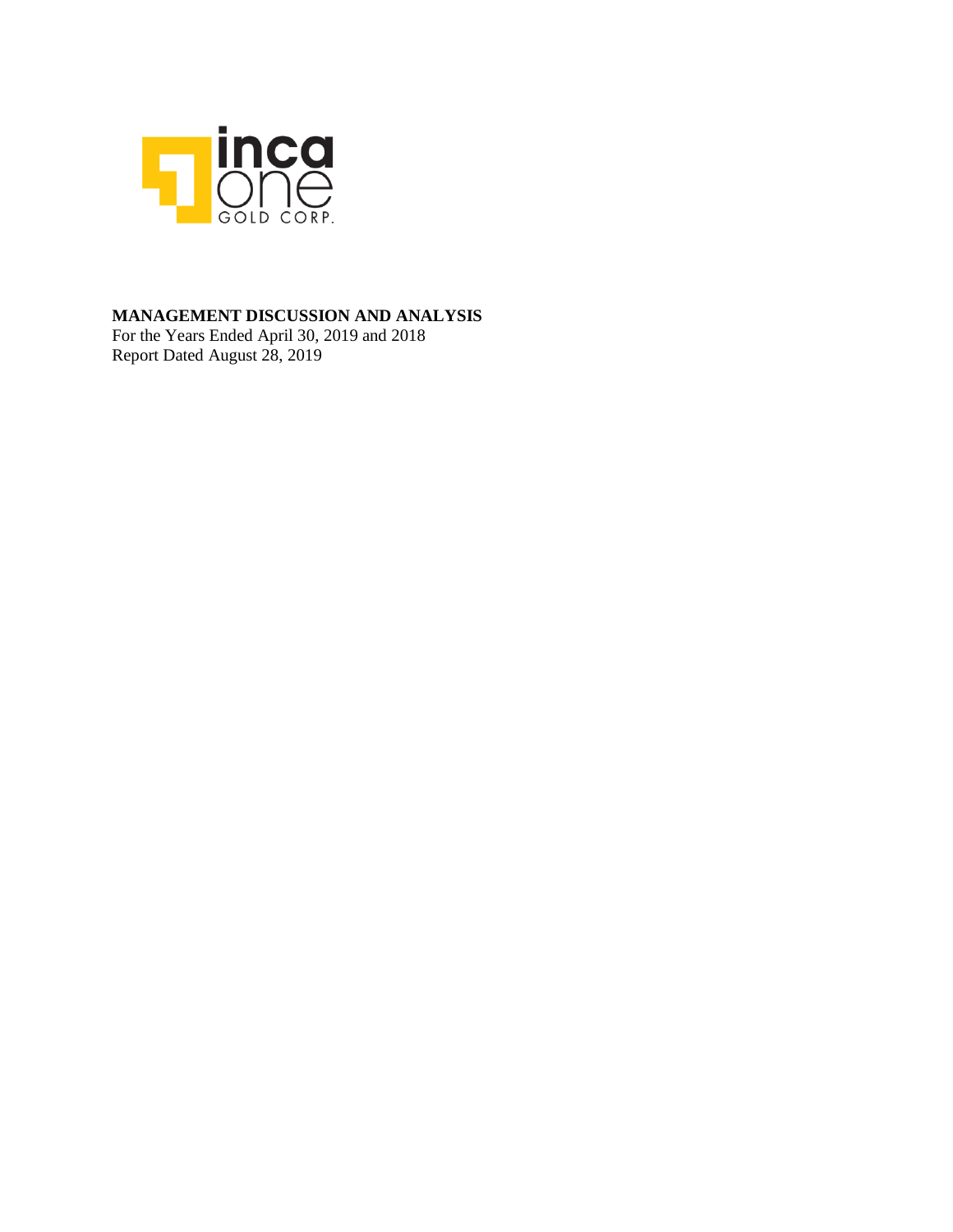inca one GOLD CORP.

**MANAGEMENT DISCUSSION AND ANALYSIS**

For the Years Ended April 30, 2019 and 2018

Report Dated August 28, 2019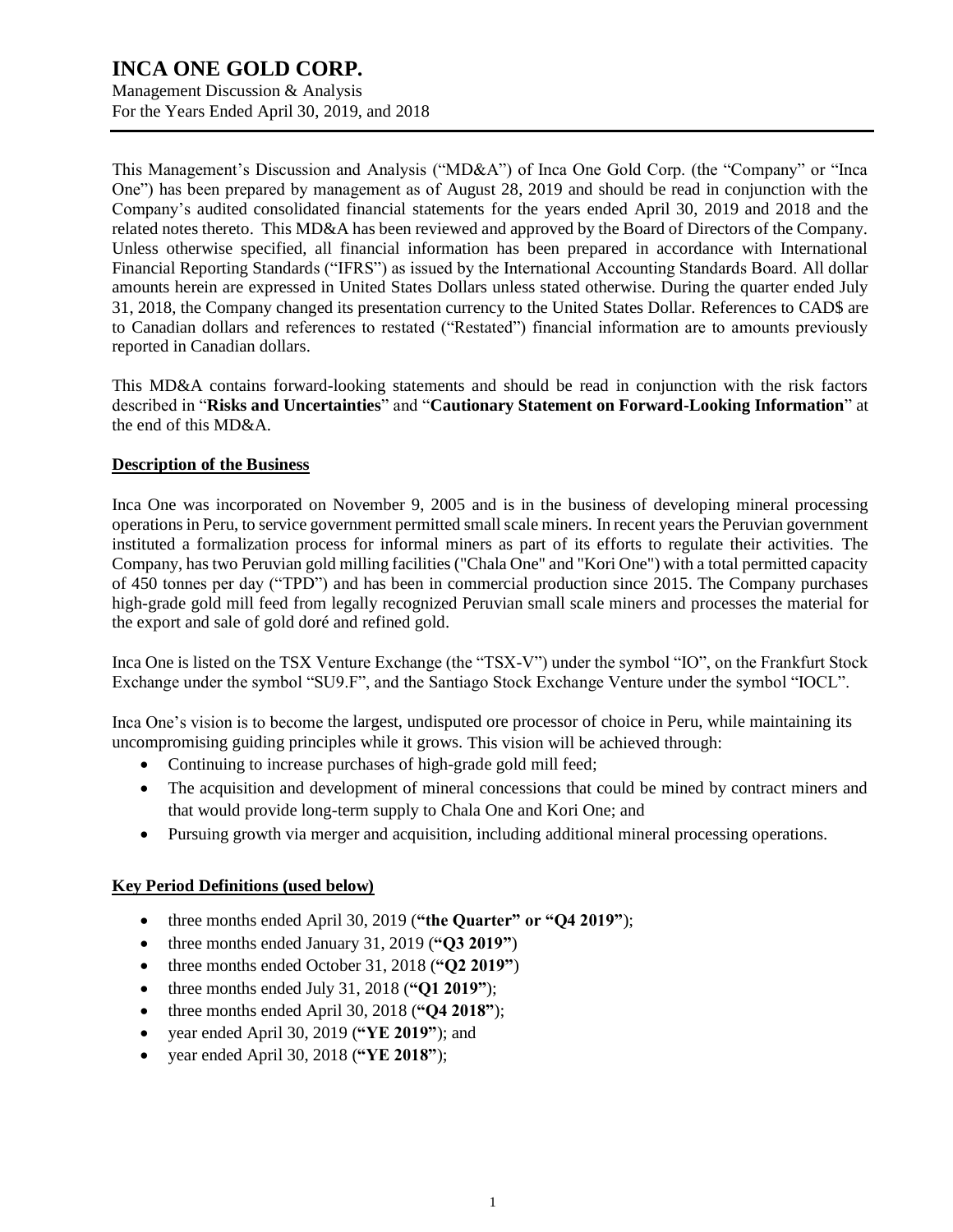# INCA ONE GOLD CORP.

Management Discussion & Analysis
For the Years Ended April 30, 2019, and 2018

This Management's Discussion and Analysis ("MD&A") of Inca One Gold Corp. (the "Company" or "Inca One") has been prepared by management as of August 28, 2019 and should be read in conjunction with the Company's audited consolidated financial statements for the years ended April 30, 2019 and 2018 and the related notes thereto. This MD&A has been reviewed and approved by the Board of Directors of the Company. Unless otherwise specified, all financial information has been prepared in accordance with International Financial Reporting Standards ("IFRS") as issued by the International Accounting Standards Board. All dollar amounts herein are expressed in United States Dollars unless stated otherwise. During the quarter ended July 31, 2018, the Company changed its presentation currency to the United States Dollar. References to CAD$ are to Canadian dollars and references to restated ("Restated") financial information are to amounts previously reported in Canadian dollars.

This MD&A contains forward-looking statements and should be read in conjunction with the risk factors described in "**Risks and Uncertainties**" and "**Cautionary Statement on Forward-Looking Information**" at the end of this MD&A.

## Description of the Business

Inca One was incorporated on November 9, 2005 and is in the business of developing mineral processing operations in Peru, to service government permitted small scale miners. In recent years the Peruvian government instituted a formalization process for informal miners as part of its efforts to regulate their activities. The Company, has two Peruvian gold milling facilities ("Chala One" and "Kori One") with a total permitted capacity of 450 tonnes per day ("TPD") and has been in commercial production since 2015. The Company purchases high-grade gold mill feed from legally recognized Peruvian small scale miners and processes the material for the export and sale of gold doré and refined gold.

Inca One is listed on the TSX Venture Exchange (the "TSX-V") under the symbol "IO", on the Frankfurt Stock Exchange under the symbol "SU9.F", and the Santiago Stock Exchange Venture under the symbol "IOCL".

Inca One's vision is to become the largest, undisputed ore processor of choice in Peru, while maintaining its uncompromising guiding principles while it grows. This vision will be achieved through:

- Continuing to increase purchases of high-grade gold mill feed;
- The acquisition and development of mineral concessions that could be mined by contract miners and that would provide long-term supply to Chala One and Kori One; and
- Pursuing growth via merger and acquisition, including additional mineral processing operations.

## Key Period Definitions (used below)

- three months ended April 30, 2019 (**"the Quarter" or "Q4 2019"**);
- three months ended January 31, 2019 (**"Q3 2019"**)
- three months ended October 31, 2018 (**"Q2 2019"**)
- three months ended July 31, 2018 (**"Q1 2019"**);
- three months ended April 30, 2018 (**"Q4 2018"**);
- year ended April 30, 2019 (**"YE 2019"**); and
- year ended April 30, 2018 (**"YE 2018"**);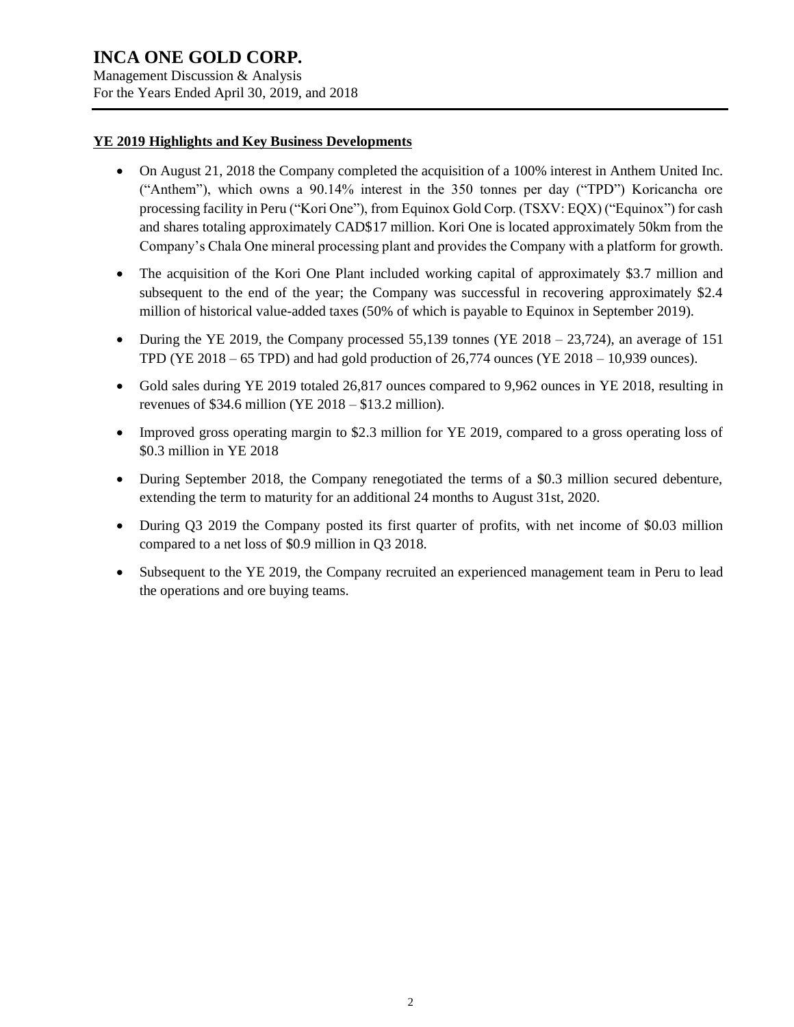## YE 2019 Highlights and Key Business Developments

- On August 21, 2018 the Company completed the acquisition of a 100% interest in Anthem United Inc. ("Anthem"), which owns a 90.14% interest in the 350 tonnes per day ("TPD") Koricancha ore processing facility in Peru ("Kori One"), from Equinox Gold Corp. (TSXV: EQX) ("Equinox") for cash and shares totaling approximately CAD$17 million. Kori One is located approximately 50km from the Company's Chala One mineral processing plant and provides the Company with a platform for growth.
- The acquisition of the Kori One Plant included working capital of approximately $3.7 million and subsequent to the end of the year; the Company was successful in recovering approximately $2.4 million of historical value-added taxes (50% of which is payable to Equinox in September 2019).
- During the YE 2019, the Company processed 55,139 tonnes (YE 2018 – 23,724), an average of 151 TPD (YE 2018 – 65 TPD) and had gold production of 26,774 ounces (YE 2018 – 10,939 ounces).
- Gold sales during YE 2019 totaled 26,817 ounces compared to 9,962 ounces in YE 2018, resulting in revenues of $34.6 million (YE 2018 – $13.2 million).
- Improved gross operating margin to $2.3 million for YE 2019, compared to a gross operating loss of $0.3 million in YE 2018
- During September 2018, the Company renegotiated the terms of a $0.3 million secured debenture, extending the term to maturity for an additional 24 months to August 31st, 2020.
- During Q3 2019 the Company posted its first quarter of profits, with net income of $0.03 million compared to a net loss of $0.9 million in Q3 2018.
- Subsequent to the YE 2019, the Company recruited an experienced management team in Peru to lead the operations and ore buying teams.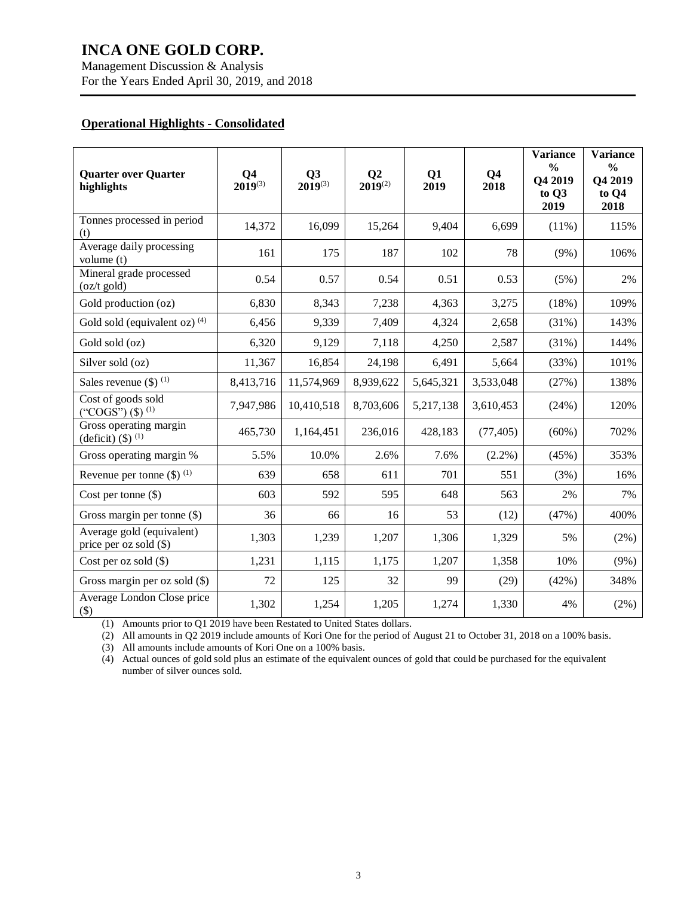## Operational Highlights - Consolidated

| Quarter over Quarter highlights | Q4 2019[(3)] | Q3 2019[(3)] | Q2 2019[(2)] | Q1 2019 | Q4 2018 | Variance % Q4 2019 to Q3 2019 | Variance % Q4 2019 to Q4 2018 |
|---|---|---|---|---|---|---|---|
| Tonnes processed in period (t) | 14,372 | 16,099 | 15,264 | 9,404 | 6,699 | (11%) | 115% |
| Average daily processing volume (t) | 161 | 175 | 187 | 102 | 78 | (9%) | 106% |
| Mineral grade processed (oz/t gold) | 0.54 | 0.57 | 0.54 | 0.51 | 0.53 | (5%) | 2% |
| Gold production (oz) | 6,830 | 8,343 | 7,238 | 4,363 | 3,275 | (18%) | 109% |
| Gold sold (equivalent oz) [(4)] | 6,456 | 9,339 | 7,409 | 4,324 | 2,658 | (31%) | 143% |
| Gold sold (oz) | 6,320 | 9,129 | 7,118 | 4,250 | 2,587 | (31%) | 144% |
| Silver sold (oz) | 11,367 | 16,854 | 24,198 | 6,491 | 5,664 | (33%) | 101% |
| Sales revenue ($) [(1)] | 8,413,716 | 11,574,969 | 8,939,622 | 5,645,321 | 3,533,048 | (27%) | 138% |
| Cost of goods sold ("COGS") ($) [(1)] | 7,947,986 | 10,410,518 | 8,703,606 | 5,217,138 | 3,610,453 | (24%) | 120% |
| Gross operating margin (deficit) ($) [(1)] | 465,730 | 1,164,451 | 236,016 | 428,183 | (77,405) | (60%) | 702% |
| Gross operating margin % | 5.5% | 10.0% | 2.6% | 7.6% | (2.2%) | (45%) | 353% |
| Revenue per tonne ($) [(1)] | 639 | 658 | 611 | 701 | 551 | (3%) | 16% |
| Cost per tonne ($) | 603 | 592 | 595 | 648 | 563 | 2% | 7% |
| Gross margin per tonne ($) | 36 | 66 | 16 | 53 | (12) | (47%) | 400% |
| Average gold (equivalent) price per oz sold ($) | 1,303 | 1,239 | 1,207 | 1,306 | 1,329 | 5% | (2%) |
| Cost per oz sold ($) | 1,231 | 1,115 | 1,175 | 1,207 | 1,358 | 10% | (9%) |
| Gross margin per oz sold ($) | 72 | 125 | 32 | 99 | (29) | (42%) | 348% |
| Average London Close price ($) | 1,302 | 1,254 | 1,205 | 1,274 | 1,330 | 4% | (2%) |

(1) Amounts prior to Q1 2019 have been Restated to United States dollars.
(2) All amounts in Q2 2019 include amounts of Kori One for the period of August 21 to October 31, 2018 on a 100% basis.
(3) All amounts include amounts of Kori One on a 100% basis.
(4) Actual ounces of gold sold plus an estimate of the equivalent ounces of gold that could be purchased for the equivalent number of silver ounces sold.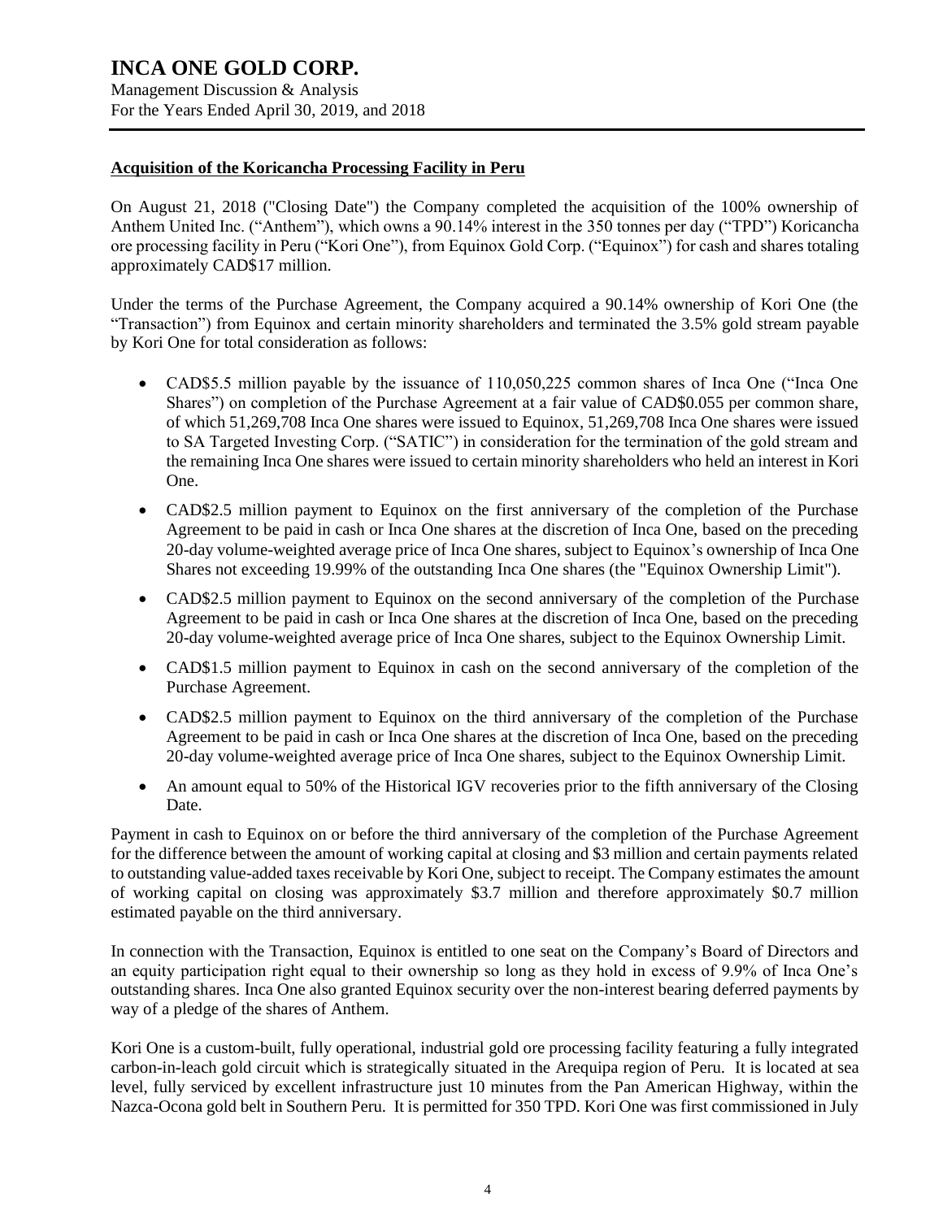## Acquisition of the Koricancha Processing Facility in Peru

On August 21, 2018 ("Closing Date") the Company completed the acquisition of the 100% ownership of Anthem United Inc. ("Anthem"), which owns a 90.14% interest in the 350 tonnes per day ("TPD") Koricancha ore processing facility in Peru ("Kori One"), from Equinox Gold Corp. ("Equinox") for cash and shares totaling approximately CAD$17 million.

Under the terms of the Purchase Agreement, the Company acquired a 90.14% ownership of Kori One (the "Transaction") from Equinox and certain minority shareholders and terminated the 3.5% gold stream payable by Kori One for total consideration as follows:

- CAD$5.5 million payable by the issuance of 110,050,225 common shares of Inca One ("Inca One Shares") on completion of the Purchase Agreement at a fair value of CAD$0.055 per common share, of which 51,269,708 Inca One shares were issued to Equinox, 51,269,708 Inca One shares were issued to SA Targeted Investing Corp. ("SATIC") in consideration for the termination of the gold stream and the remaining Inca One shares were issued to certain minority shareholders who held an interest in Kori One.
- CAD$2.5 million payment to Equinox on the first anniversary of the completion of the Purchase Agreement to be paid in cash or Inca One shares at the discretion of Inca One, based on the preceding 20-day volume-weighted average price of Inca One shares, subject to Equinox's ownership of Inca One Shares not exceeding 19.99% of the outstanding Inca One shares (the "Equinox Ownership Limit").
- CAD$2.5 million payment to Equinox on the second anniversary of the completion of the Purchase Agreement to be paid in cash or Inca One shares at the discretion of Inca One, based on the preceding 20-day volume-weighted average price of Inca One shares, subject to the Equinox Ownership Limit.
- CAD$1.5 million payment to Equinox in cash on the second anniversary of the completion of the Purchase Agreement.
- CAD$2.5 million payment to Equinox on the third anniversary of the completion of the Purchase Agreement to be paid in cash or Inca One shares at the discretion of Inca One, based on the preceding 20-day volume-weighted average price of Inca One shares, subject to the Equinox Ownership Limit.
- An amount equal to 50% of the Historical IGV recoveries prior to the fifth anniversary of the Closing Date.

Payment in cash to Equinox on or before the third anniversary of the completion of the Purchase Agreement for the difference between the amount of working capital at closing and $3 million and certain payments related to outstanding value-added taxes receivable by Kori One, subject to receipt. The Company estimates the amount of working capital on closing was approximately $3.7 million and therefore approximately $0.7 million estimated payable on the third anniversary.

In connection with the Transaction, Equinox is entitled to one seat on the Company's Board of Directors and an equity participation right equal to their ownership so long as they hold in excess of 9.9% of Inca One's outstanding shares. Inca One also granted Equinox security over the non-interest bearing deferred payments by way of a pledge of the shares of Anthem.

Kori One is a custom-built, fully operational, industrial gold ore processing facility featuring a fully integrated carbon-in-leach gold circuit which is strategically situated in the Arequipa region of Peru. It is located at sea level, fully serviced by excellent infrastructure just 10 minutes from the Pan American Highway, within the Nazca-Ocona gold belt in Southern Peru. It is permitted for 350 TPD. Kori One was first commissioned in July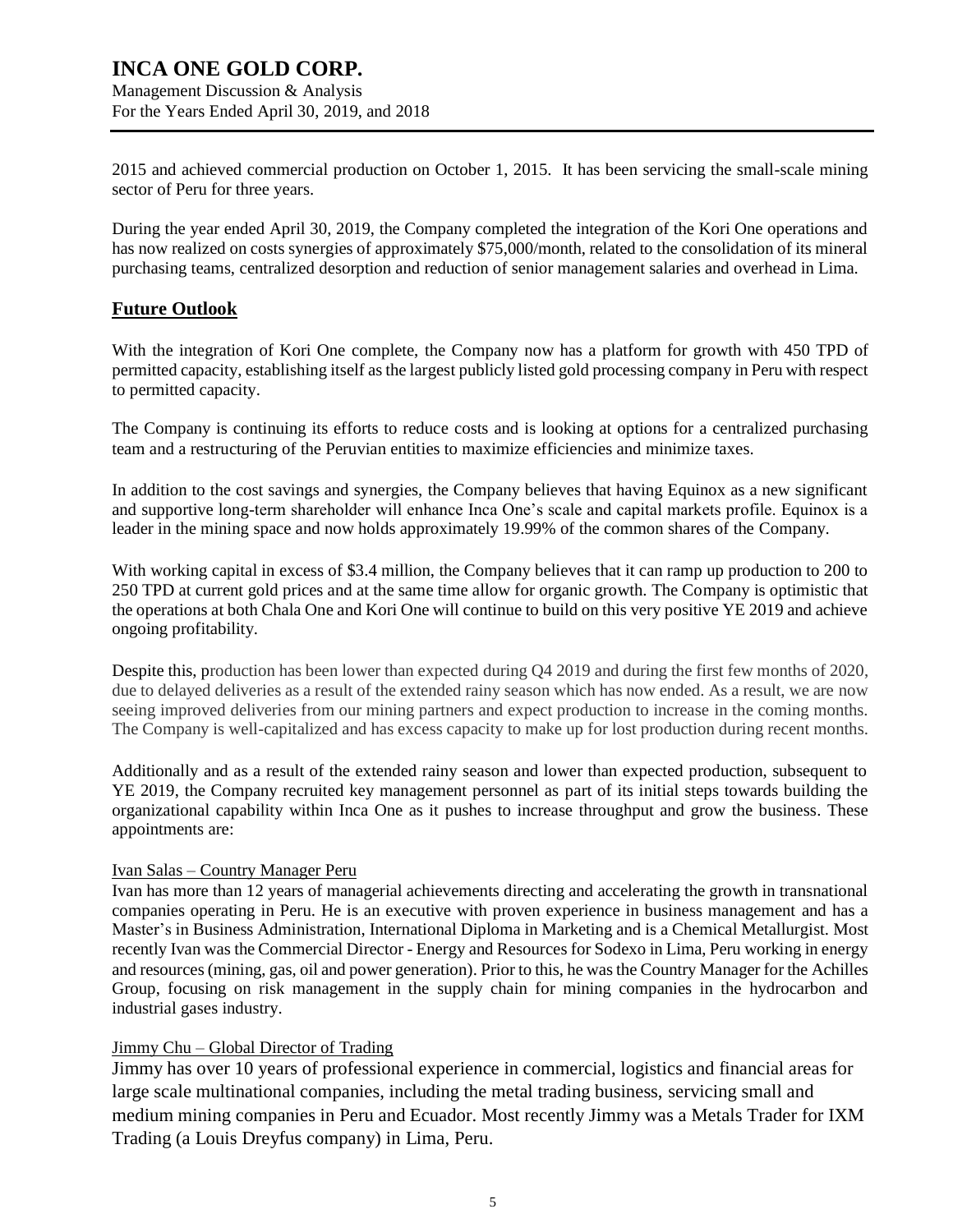2015 and achieved commercial production on October 1, 2015. It has been servicing the small-scale mining sector of Peru for three years.

During the year ended April 30, 2019, the Company completed the integration of the Kori One operations and has now realized on costs synergies of approximately $75,000/month, related to the consolidation of its mineral purchasing teams, centralized desorption and reduction of senior management salaries and overhead in Lima.

## Future Outlook

With the integration of Kori One complete, the Company now has a platform for growth with 450 TPD of permitted capacity, establishing itself as the largest publicly listed gold processing company in Peru with respect to permitted capacity.

The Company is continuing its efforts to reduce costs and is looking at options for a centralized purchasing team and a restructuring of the Peruvian entities to maximize efficiencies and minimize taxes.

In addition to the cost savings and synergies, the Company believes that having Equinox as a new significant and supportive long-term shareholder will enhance Inca One's scale and capital markets profile. Equinox is a leader in the mining space and now holds approximately 19.99% of the common shares of the Company.

With working capital in excess of $3.4 million, the Company believes that it can ramp up production to 200 to 250 TPD at current gold prices and at the same time allow for organic growth. The Company is optimistic that the operations at both Chala One and Kori One will continue to build on this very positive YE 2019 and achieve ongoing profitability.

Despite this, production has been lower than expected during Q4 2019 and during the first few months of 2020, due to delayed deliveries as a result of the extended rainy season which has now ended. As a result, we are now seeing improved deliveries from our mining partners and expect production to increase in the coming months. The Company is well-capitalized and has excess capacity to make up for lost production during recent months.

Additionally and as a result of the extended rainy season and lower than expected production, subsequent to YE 2019, the Company recruited key management personnel as part of its initial steps towards building the organizational capability within Inca One as it pushes to increase throughput and grow the business. These appointments are:

Ivan Salas – Country Manager Peru

Ivan has more than 12 years of managerial achievements directing and accelerating the growth in transnational companies operating in Peru. He is an executive with proven experience in business management and has a Master's in Business Administration, International Diploma in Marketing and is a Chemical Metallurgist. Most recently Ivan was the Commercial Director - Energy and Resources for Sodexo in Lima, Peru working in energy and resources (mining, gas, oil and power generation). Prior to this, he was the Country Manager for the Achilles Group, focusing on risk management in the supply chain for mining companies in the hydrocarbon and industrial gases industry.

Jimmy Chu – Global Director of Trading

Jimmy has over 10 years of professional experience in commercial, logistics and financial areas for large scale multinational companies, including the metal trading business, servicing small and medium mining companies in Peru and Ecuador. Most recently Jimmy was a Metals Trader for IXM Trading (a Louis Dreyfus company) in Lima, Peru.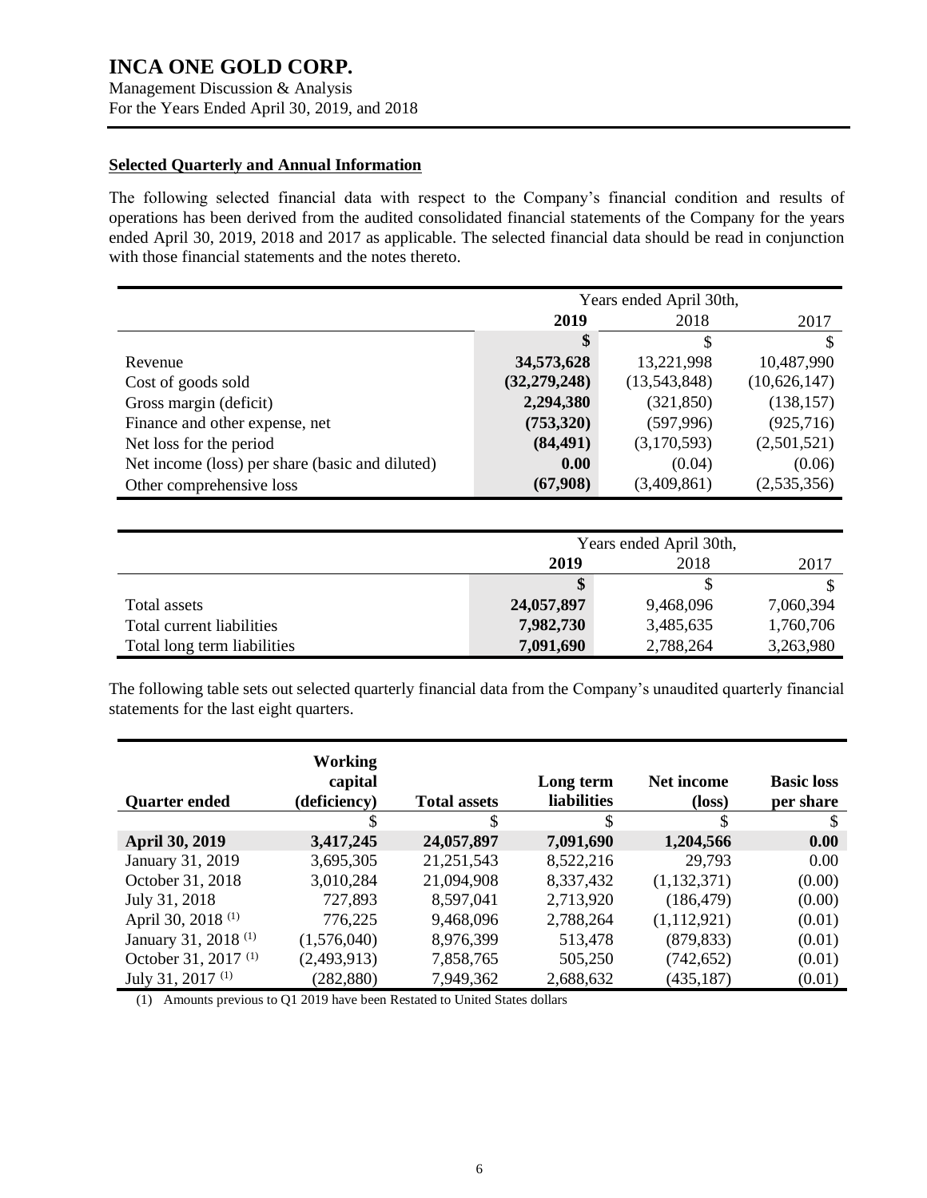**Selected Quarterly and Annual Information**

The following selected financial data with respect to the Company's financial condition and results of operations has been derived from the audited consolidated financial statements of the Company for the years ended April 30, 2019, 2018 and 2017 as applicable. The selected financial data should be read in conjunction with those financial statements and the notes thereto.

| | Years ended April 30th, | | |
|---|---|---|---|
| | **2019** | 2018 | 2017 |
| | **$** | $ | $ |
| Revenue | **34,573,628** | 13,221,998 | 10,487,990 |
| Cost of goods sold | **(32,279,248)** | (13,543,848) | (10,626,147) |
| Gross margin (deficit) | **2,294,380** | (321,850) | (138,157) |
| Finance and other expense, net | **(753,320)** | (597,996) | (925,716) |
| Net loss for the period | **(84,491)** | (3,170,593) | (2,501,521) |
| Net income (loss) per share (basic and diluted) | **0.00** | (0.04) | (0.06) |
| Other comprehensive loss | **(67,908)** | (3,409,861) | (2,535,356) |

| | Years ended April 30th, | | |
|---|---|---|---|
| | **2019** | 2018 | 2017 |
| | **$** | $ | $ |
| Total assets | **24,057,897** | 9,468,096 | 7,060,394 |
| Total current liabilities | **7,982,730** | 3,485,635 | 1,760,706 |
| Total long term liabilities | **7,091,690** | 2,788,264 | 3,263,980 |

The following table sets out selected quarterly financial data from the Company's unaudited quarterly financial statements for the last eight quarters.

| Quarter ended | Working capital (deficiency) | Total assets | Long term liabilities | Net income (loss) | Basic loss per share |
|---|---|---|---|---|---|
| | $ | $ | $ | $ | $ |
| **April 30, 2019** | **3,417,245** | **24,057,897** | **7,091,690** | **1,204,566** | **0.00** |
| January 31, 2019 | 3,695,305 | 21,251,543 | 8,522,216 | 29,793 | 0.00 |
| October 31, 2018 | 3,010,284 | 21,094,908 | 8,337,432 | (1,132,371) | (0.00) |
| July 31, 2018 | 727,893 | 8,597,041 | 2,713,920 | (186,479) | (0.00) |
| April 30, 2018 (1) | 776,225 | 9,468,096 | 2,788,264 | (1,112,921) | (0.01) |
| January 31, 2018 (1) | (1,576,040) | 8,976,399 | 513,478 | (879,833) | (0.01) |
| October 31, 2017 (1) | (2,493,913) | 7,858,765 | 505,250 | (742,652) | (0.01) |
| July 31, 2017 (1) | (282,880) | 7,949,362 | 2,688,632 | (435,187) | (0.01) |

(1) Amounts previous to Q1 2019 have been Restated to United States dollars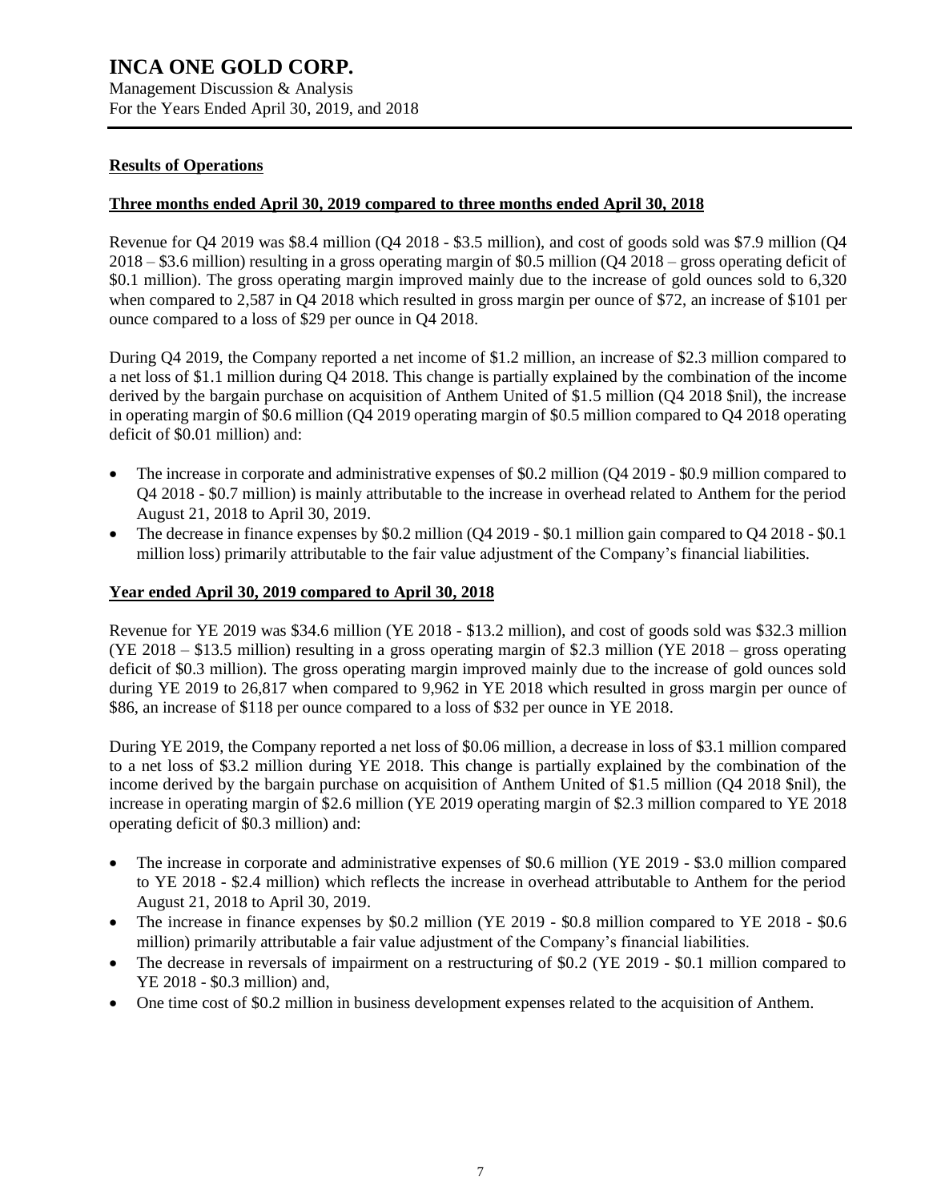## Results of Operations

### Three months ended April 30, 2019 compared to three months ended April 30, 2018

Revenue for Q4 2019 was $8.4 million (Q4 2018 - $3.5 million), and cost of goods sold was $7.9 million (Q4 2018 – $3.6 million) resulting in a gross operating margin of $0.5 million (Q4 2018 – gross operating deficit of $0.1 million). The gross operating margin improved mainly due to the increase of gold ounces sold to 6,320 when compared to 2,587 in Q4 2018 which resulted in gross margin per ounce of $72, an increase of $101 per ounce compared to a loss of $29 per ounce in Q4 2018.

During Q4 2019, the Company reported a net income of $1.2 million, an increase of $2.3 million compared to a net loss of $1.1 million during Q4 2018. This change is partially explained by the combination of the income derived by the bargain purchase on acquisition of Anthem United of $1.5 million (Q4 2018 $nil), the increase in operating margin of $0.6 million (Q4 2019 operating margin of $0.5 million compared to Q4 2018 operating deficit of $0.01 million) and:

- The increase in corporate and administrative expenses of $0.2 million (Q4 2019 - $0.9 million compared to Q4 2018 - $0.7 million) is mainly attributable to the increase in overhead related to Anthem for the period August 21, 2018 to April 30, 2019.
- The decrease in finance expenses by $0.2 million (Q4 2019 - $0.1 million gain compared to Q4 2018 - $0.1 million loss) primarily attributable to the fair value adjustment of the Company's financial liabilities.

### Year ended April 30, 2019 compared to April 30, 2018

Revenue for YE 2019 was $34.6 million (YE 2018 - $13.2 million), and cost of goods sold was $32.3 million (YE 2018 – $13.5 million) resulting in a gross operating margin of $2.3 million (YE 2018 – gross operating deficit of $0.3 million). The gross operating margin improved mainly due to the increase of gold ounces sold during YE 2019 to 26,817 when compared to 9,962 in YE 2018 which resulted in gross margin per ounce of $86, an increase of $118 per ounce compared to a loss of $32 per ounce in YE 2018.

During YE 2019, the Company reported a net loss of $0.06 million, a decrease in loss of $3.1 million compared to a net loss of $3.2 million during YE 2018. This change is partially explained by the combination of the income derived by the bargain purchase on acquisition of Anthem United of $1.5 million (Q4 2018 $nil), the increase in operating margin of $2.6 million (YE 2019 operating margin of $2.3 million compared to YE 2018 operating deficit of $0.3 million) and:

- The increase in corporate and administrative expenses of $0.6 million (YE 2019 - $3.0 million compared to YE 2018 - $2.4 million) which reflects the increase in overhead attributable to Anthem for the period August 21, 2018 to April 30, 2019.
- The increase in finance expenses by $0.2 million (YE 2019 - $0.8 million compared to YE 2018 - $0.6 million) primarily attributable a fair value adjustment of the Company's financial liabilities.
- The decrease in reversals of impairment on a restructuring of $0.2 (YE 2019 - $0.1 million compared to YE 2018 - $0.3 million) and,
- One time cost of $0.2 million in business development expenses related to the acquisition of Anthem.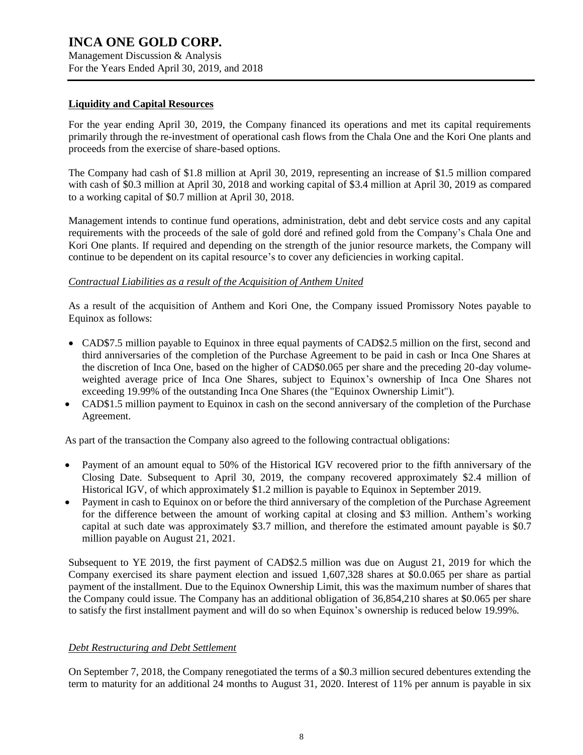## Liquidity and Capital Resources

For the year ending April 30, 2019, the Company financed its operations and met its capital requirements primarily through the re-investment of operational cash flows from the Chala One and the Kori One plants and proceeds from the exercise of share-based options.

The Company had cash of $1.8 million at April 30, 2019, representing an increase of $1.5 million compared with cash of $0.3 million at April 30, 2018 and working capital of $3.4 million at April 30, 2019 as compared to a working capital of $0.7 million at April 30, 2018.

Management intends to continue fund operations, administration, debt and debt service costs and any capital requirements with the proceeds of the sale of gold doré and refined gold from the Company's Chala One and Kori One plants. If required and depending on the strength of the junior resource markets, the Company will continue to be dependent on its capital resource's to cover any deficiencies in working capital.

*Contractual Liabilities as a result of the Acquisition of Anthem United*

As a result of the acquisition of Anthem and Kori One, the Company issued Promissory Notes payable to Equinox as follows:

- CAD$7.5 million payable to Equinox in three equal payments of CAD$2.5 million on the first, second and third anniversaries of the completion of the Purchase Agreement to be paid in cash or Inca One Shares at the discretion of Inca One, based on the higher of CAD$0.065 per share and the preceding 20-day volume-weighted average price of Inca One Shares, subject to Equinox's ownership of Inca One Shares not exceeding 19.99% of the outstanding Inca One Shares (the "Equinox Ownership Limit").
- CAD$1.5 million payment to Equinox in cash on the second anniversary of the completion of the Purchase Agreement.

As part of the transaction the Company also agreed to the following contractual obligations:

- Payment of an amount equal to 50% of the Historical IGV recovered prior to the fifth anniversary of the Closing Date. Subsequent to April 30, 2019, the company recovered approximately $2.4 million of Historical IGV, of which approximately $1.2 million is payable to Equinox in September 2019.
- Payment in cash to Equinox on or before the third anniversary of the completion of the Purchase Agreement for the difference between the amount of working capital at closing and $3 million. Anthem's working capital at such date was approximately $3.7 million, and therefore the estimated amount payable is $0.7 million payable on August 21, 2021.

Subsequent to YE 2019, the first payment of CAD$2.5 million was due on August 21, 2019 for which the Company exercised its share payment election and issued 1,607,328 shares at $0.0.065 per share as partial payment of the installment. Due to the Equinox Ownership Limit, this was the maximum number of shares that the Company could issue. The Company has an additional obligation of 36,854,210 shares at $0.065 per share to satisfy the first installment payment and will do so when Equinox's ownership is reduced below 19.99%.

*Debt Restructuring and Debt Settlement*

On September 7, 2018, the Company renegotiated the terms of a $0.3 million secured debentures extending the term to maturity for an additional 24 months to August 31, 2020. Interest of 11% per annum is payable in six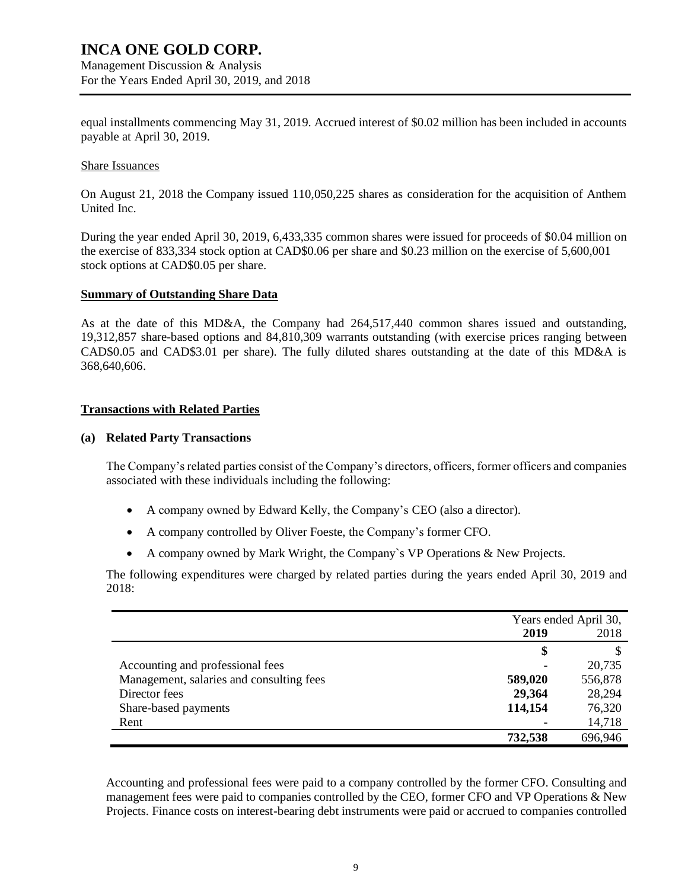equal installments commencing May 31, 2019. Accrued interest of $0.02 million has been included in accounts payable at April 30, 2019.

Share Issuances

On August 21, 2018 the Company issued 110,050,225 shares as consideration for the acquisition of Anthem United Inc.

During the year ended April 30, 2019, 6,433,335 common shares were issued for proceeds of $0.04 million on the exercise of 833,334 stock option at CAD$0.06 per share and $0.23 million on the exercise of 5,600,001 stock options at CAD$0.05 per share.

**Summary of Outstanding Share Data**

As at the date of this MD&A, the Company had 264,517,440 common shares issued and outstanding, 19,312,857 share-based options and 84,810,309 warrants outstanding (with exercise prices ranging between CAD$0.05 and CAD$3.01 per share). The fully diluted shares outstanding at the date of this MD&A is 368,640,606.

**Transactions with Related Parties**

**(a) Related Party Transactions**

The Company's related parties consist of the Company's directors, officers, former officers and companies associated with these individuals including the following:

- A company owned by Edward Kelly, the Company's CEO (also a director).
- A company controlled by Oliver Foeste, the Company's former CFO.
- A company owned by Mark Wright, the Company`s VP Operations & New Projects.

The following expenditures were charged by related parties during the years ended April 30, 2019 and 2018:

| | Years ended April 30, | |
|---|---|---|
| | **2019** | 2018 |
| | **$** | $ |
| Accounting and professional fees | - | 20,735 |
| Management, salaries and consulting fees | **589,020** | 556,878 |
| Director fees | **29,364** | 28,294 |
| Share-based payments | **114,154** | 76,320 |
| Rent | - | 14,718 |
| | **732,538** | 696,946 |

Accounting and professional fees were paid to a company controlled by the former CFO. Consulting and management fees were paid to companies controlled by the CEO, former CFO and VP Operations & New Projects. Finance costs on interest-bearing debt instruments were paid or accrued to companies controlled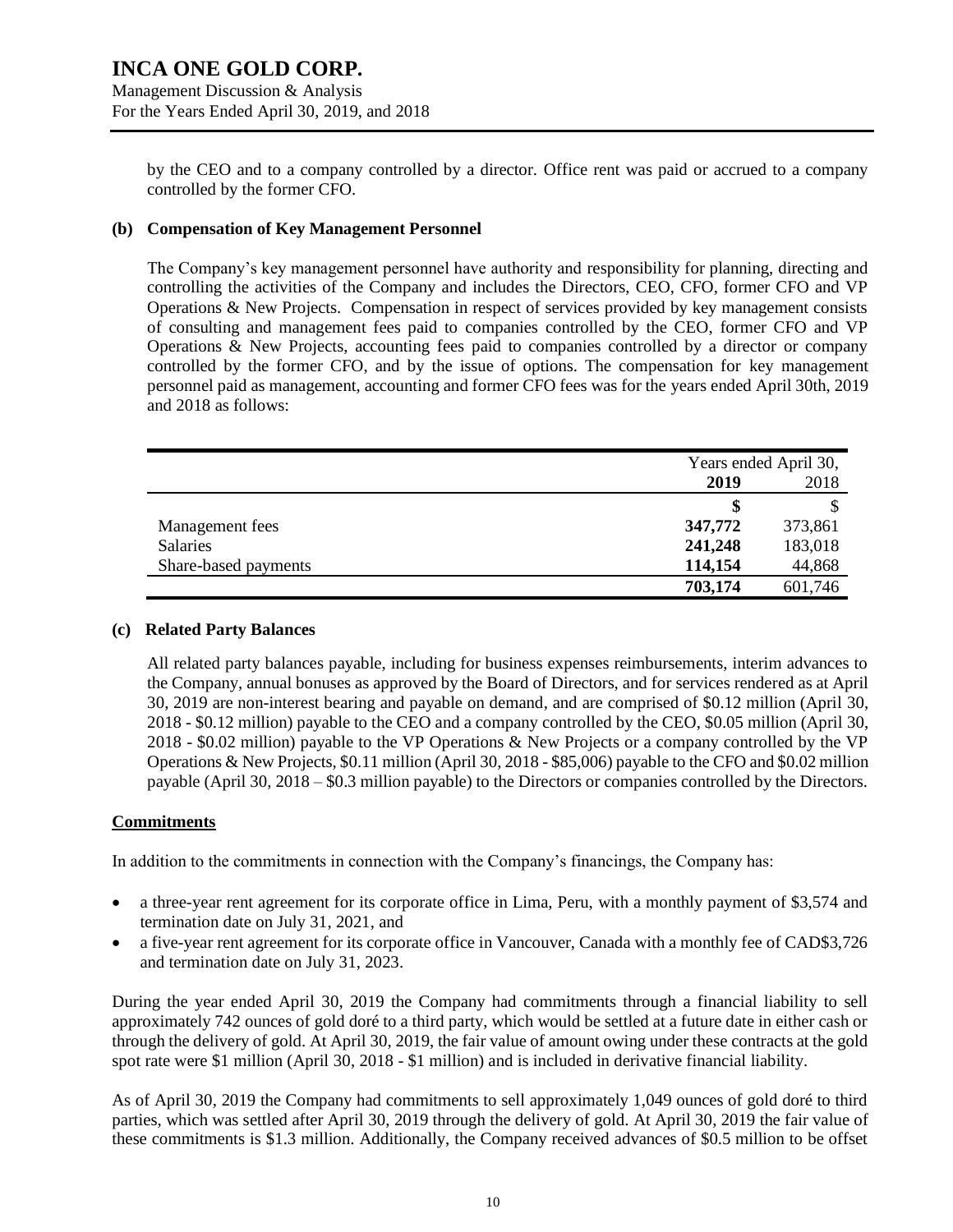by the CEO and to a company controlled by a director. Office rent was paid or accrued to a company controlled by the former CFO.

**(b) Compensation of Key Management Personnel**

The Company's key management personnel have authority and responsibility for planning, directing and controlling the activities of the Company and includes the Directors, CEO, CFO, former CFO and VP Operations & New Projects. Compensation in respect of services provided by key management consists of consulting and management fees paid to companies controlled by the CEO, former CFO and VP Operations & New Projects, accounting fees paid to companies controlled by a director or company controlled by the former CFO, and by the issue of options. The compensation for key management personnel paid as management, accounting and former CFO fees was for the years ended April 30th, 2019 and 2018 as follows:

| | Years ended April 30, | |
|---|---|---|
| | **2019** | 2018 |
| | **$** | $ |
| Management fees | **347,772** | 373,861 |
| Salaries | **241,248** | 183,018 |
| Share-based payments | **114,154** | 44,868 |
| | **703,174** | 601,746 |

**(c) Related Party Balances**

All related party balances payable, including for business expenses reimbursements, interim advances to the Company, annual bonuses as approved by the Board of Directors, and for services rendered as at April 30, 2019 are non-interest bearing and payable on demand, and are comprised of $0.12 million (April 30, 2018 - $0.12 million) payable to the CEO and a company controlled by the CEO, $0.05 million (April 30, 2018 - $0.02 million) payable to the VP Operations & New Projects or a company controlled by the VP Operations & New Projects, $0.11 million (April 30, 2018 - $85,006) payable to the CFO and $0.02 million payable (April 30, 2018 – $0.3 million payable) to the Directors or companies controlled by the Directors.

**Commitments**

In addition to the commitments in connection with the Company's financings, the Company has:

- a three-year rent agreement for its corporate office in Lima, Peru, with a monthly payment of $3,574 and termination date on July 31, 2021, and
- a five-year rent agreement for its corporate office in Vancouver, Canada with a monthly fee of CAD$3,726 and termination date on July 31, 2023.

During the year ended April 30, 2019 the Company had commitments through a financial liability to sell approximately 742 ounces of gold doré to a third party, which would be settled at a future date in either cash or through the delivery of gold. At April 30, 2019, the fair value of amount owing under these contracts at the gold spot rate were $1 million (April 30, 2018 - $1 million) and is included in derivative financial liability.

As of April 30, 2019 the Company had commitments to sell approximately 1,049 ounces of gold doré to third parties, which was settled after April 30, 2019 through the delivery of gold. At April 30, 2019 the fair value of these commitments is $1.3 million. Additionally, the Company received advances of $0.5 million to be offset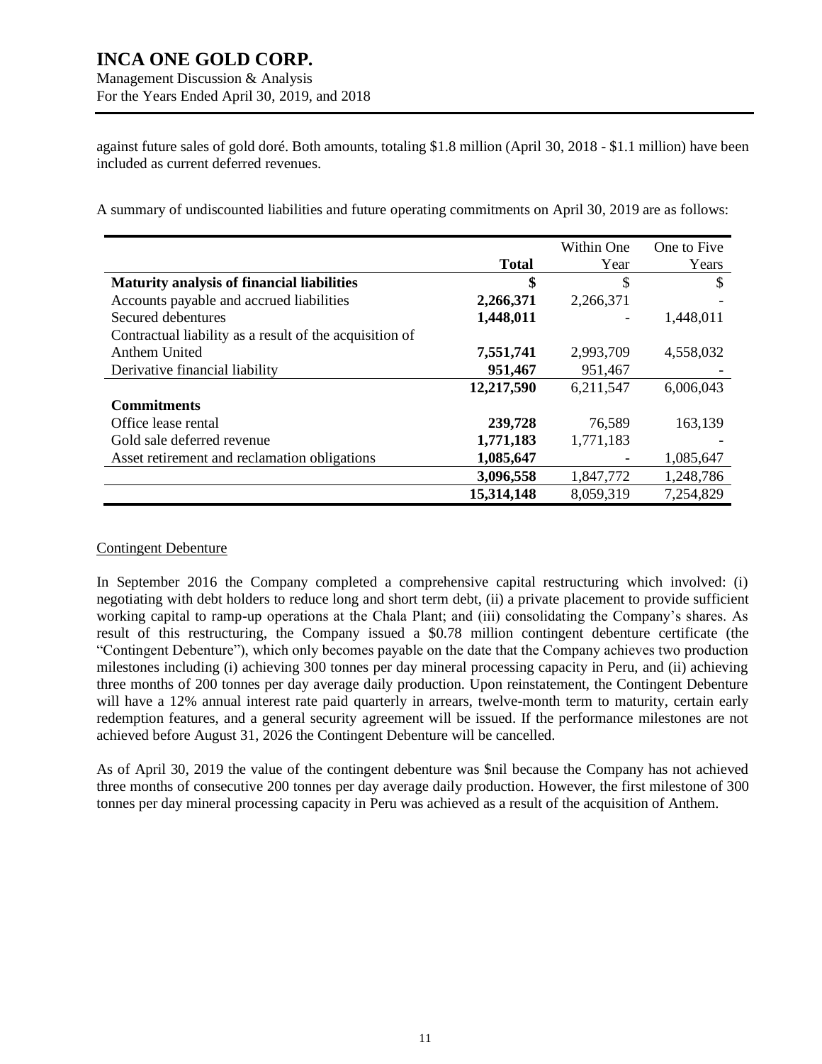against future sales of gold doré. Both amounts, totaling \$1.8 million (April 30, 2018 - \$1.1 million) have been included as current deferred revenues.

A summary of undiscounted liabilities and future operating commitments on April 30, 2019 are as follows:

| | Total | Within One Year | One to Five Years |
|---|---|---|---|
| **Maturity analysis of financial liabilities** | **$** | $ | $ |
| Accounts payable and accrued liabilities | **2,266,371** | 2,266,371 | - |
| Secured debentures | **1,448,011** | - | 1,448,011 |
| Contractual liability as a result of the acquisition of Anthem United | **7,551,741** | 2,993,709 | 4,558,032 |
| Derivative financial liability | **951,467** | 951,467 | - |
| | **12,217,590** | 6,211,547 | 6,006,043 |
| **Commitments** | | | |
| Office lease rental | **239,728** | 76,589 | 163,139 |
| Gold sale deferred revenue | **1,771,183** | 1,771,183 | - |
| Asset retirement and reclamation obligations | **1,085,647** | - | 1,085,647 |
| | **3,096,558** | 1,847,772 | 1,248,786 |
| | **15,314,148** | 8,059,319 | 7,254,829 |

Contingent Debenture

In September 2016 the Company completed a comprehensive capital restructuring which involved: (i) negotiating with debt holders to reduce long and short term debt, (ii) a private placement to provide sufficient working capital to ramp-up operations at the Chala Plant; and (iii) consolidating the Company's shares. As result of this restructuring, the Company issued a \$0.78 million contingent debenture certificate (the "Contingent Debenture"), which only becomes payable on the date that the Company achieves two production milestones including (i) achieving 300 tonnes per day mineral processing capacity in Peru, and (ii) achieving three months of 200 tonnes per day average daily production. Upon reinstatement, the Contingent Debenture will have a 12% annual interest rate paid quarterly in arrears, twelve-month term to maturity, certain early redemption features, and a general security agreement will be issued. If the performance milestones are not achieved before August 31, 2026 the Contingent Debenture will be cancelled.

As of April 30, 2019 the value of the contingent debenture was \$nil because the Company has not achieved three months of consecutive 200 tonnes per day average daily production. However, the first milestone of 300 tonnes per day mineral processing capacity in Peru was achieved as a result of the acquisition of Anthem.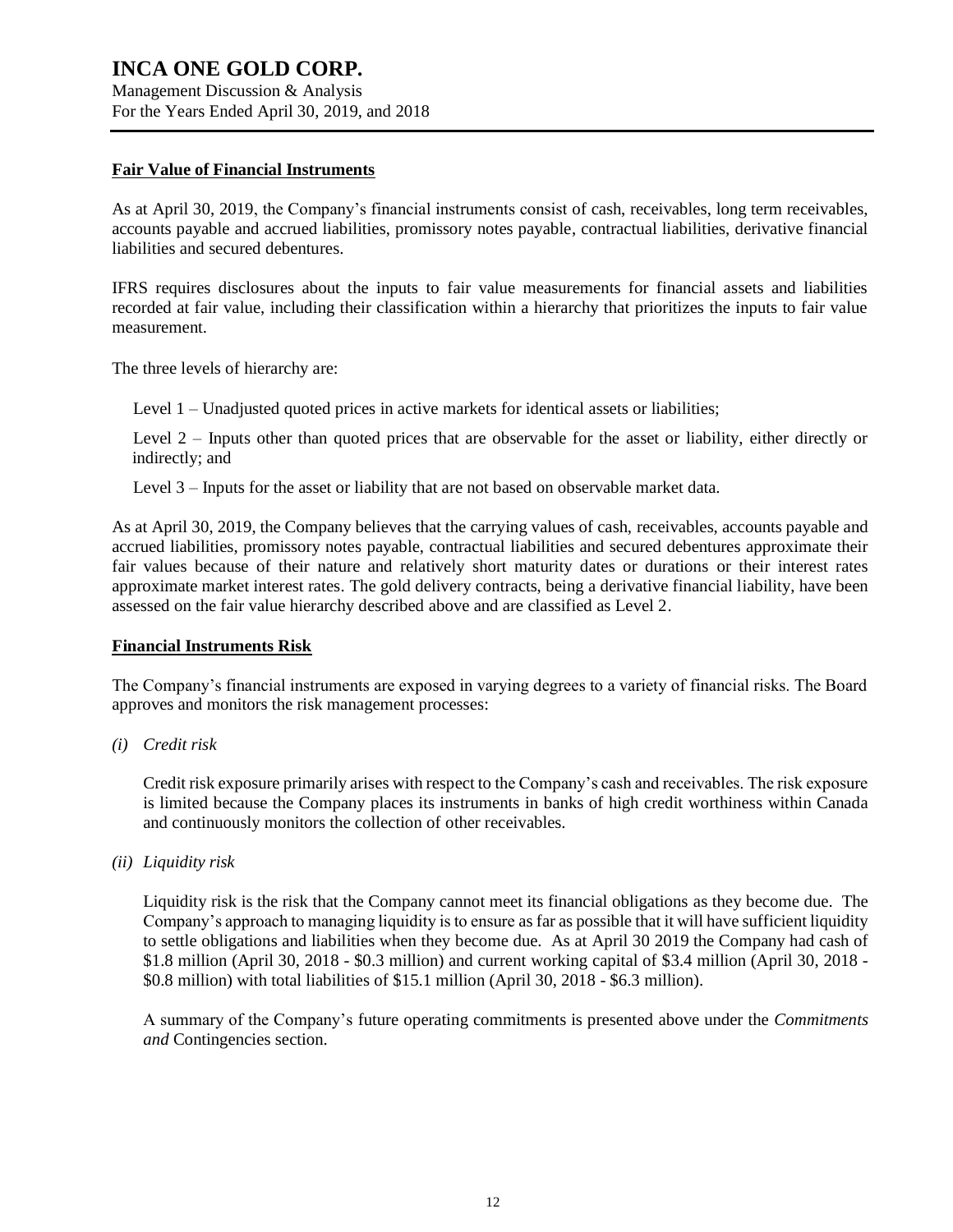### Fair Value of Financial Instruments

As at April 30, 2019, the Company's financial instruments consist of cash, receivables, long term receivables, accounts payable and accrued liabilities, promissory notes payable, contractual liabilities, derivative financial liabilities and secured debentures.

IFRS requires disclosures about the inputs to fair value measurements for financial assets and liabilities recorded at fair value, including their classification within a hierarchy that prioritizes the inputs to fair value measurement.

The three levels of hierarchy are:

Level 1 – Unadjusted quoted prices in active markets for identical assets or liabilities;

Level 2 – Inputs other than quoted prices that are observable for the asset or liability, either directly or indirectly; and

Level 3 – Inputs for the asset or liability that are not based on observable market data.

As at April 30, 2019, the Company believes that the carrying values of cash, receivables, accounts payable and accrued liabilities, promissory notes payable, contractual liabilities and secured debentures approximate their fair values because of their nature and relatively short maturity dates or durations or their interest rates approximate market interest rates. The gold delivery contracts, being a derivative financial liability, have been assessed on the fair value hierarchy described above and are classified as Level 2.

### Financial Instruments Risk

The Company's financial instruments are exposed in varying degrees to a variety of financial risks. The Board approves and monitors the risk management processes:

*(i) Credit risk*

Credit risk exposure primarily arises with respect to the Company's cash and receivables. The risk exposure is limited because the Company places its instruments in banks of high credit worthiness within Canada and continuously monitors the collection of other receivables.

*(ii) Liquidity risk*

Liquidity risk is the risk that the Company cannot meet its financial obligations as they become due. The Company's approach to managing liquidity is to ensure as far as possible that it will have sufficient liquidity to settle obligations and liabilities when they become due. As at April 30 2019 the Company had cash of $1.8 million (April 30, 2018 - $0.3 million) and current working capital of $3.4 million (April 30, 2018 - $0.8 million) with total liabilities of $15.1 million (April 30, 2018 - $6.3 million).

A summary of the Company's future operating commitments is presented above under the *Commitments and* Contingencies section.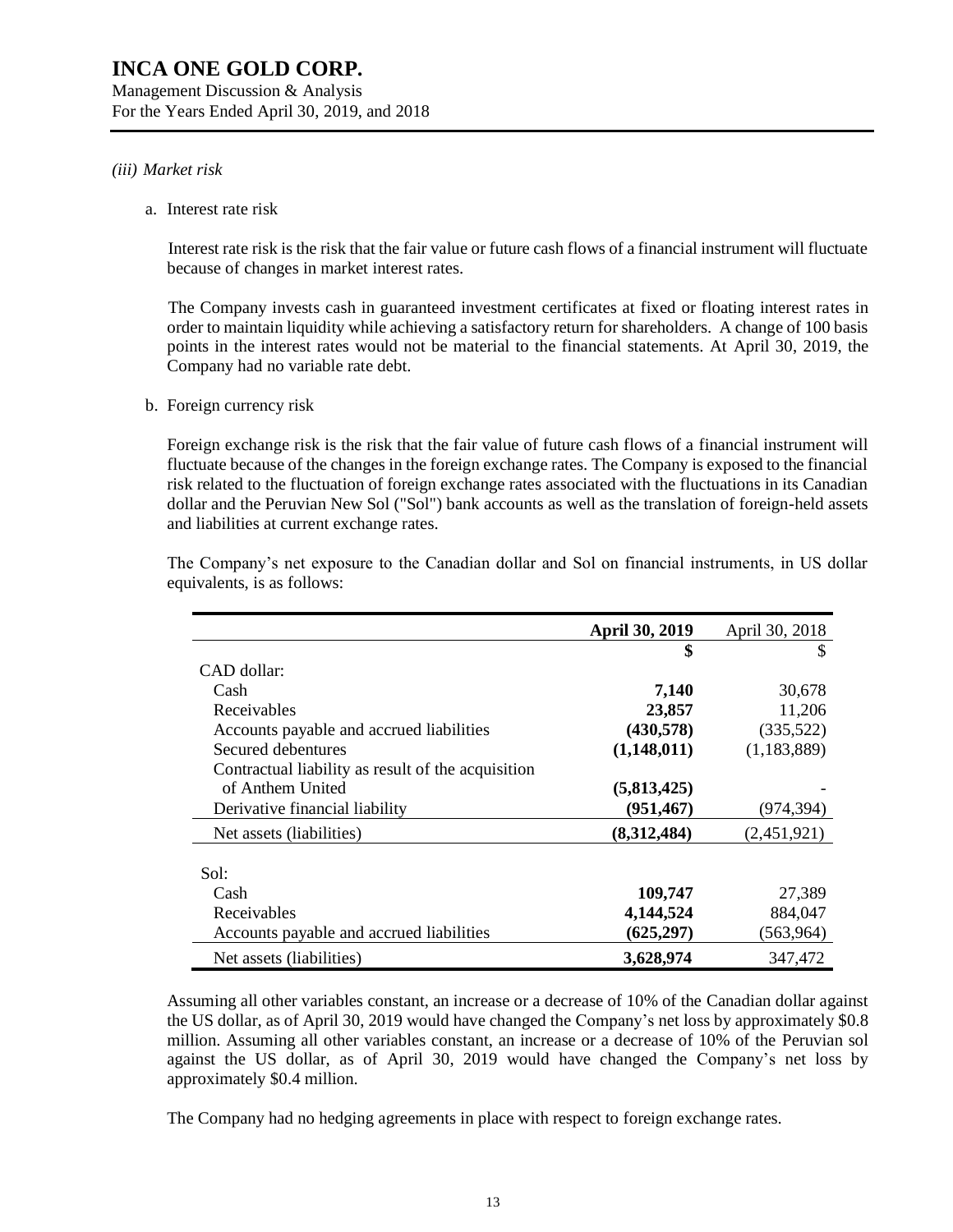*(iii) Market risk*

a. Interest rate risk

Interest rate risk is the risk that the fair value or future cash flows of a financial instrument will fluctuate because of changes in market interest rates.

The Company invests cash in guaranteed investment certificates at fixed or floating interest rates in order to maintain liquidity while achieving a satisfactory return for shareholders. A change of 100 basis points in the interest rates would not be material to the financial statements. At April 30, 2019, the Company had no variable rate debt.

b. Foreign currency risk

Foreign exchange risk is the risk that the fair value of future cash flows of a financial instrument will fluctuate because of the changes in the foreign exchange rates. The Company is exposed to the financial risk related to the fluctuation of foreign exchange rates associated with the fluctuations in its Canadian dollar and the Peruvian New Sol ("Sol") bank accounts as well as the translation of foreign-held assets and liabilities at current exchange rates.

The Company's net exposure to the Canadian dollar and Sol on financial instruments, in US dollar equivalents, is as follows:

| | **April 30, 2019** | April 30, 2018 |
|---|---|---|
| | **$** | $ |
| CAD dollar: | | |
| Cash | **7,140** | 30,678 |
| Receivables | **23,857** | 11,206 |
| Accounts payable and accrued liabilities | **(430,578)** | (335,522) |
| Secured debentures | **(1,148,011)** | (1,183,889) |
| Contractual liability as result of the acquisition of Anthem United | **(5,813,425)** | - |
| Derivative financial liability | **(951,467)** | (974,394) |
| Net assets (liabilities) | **(8,312,484)** | (2,451,921) |
| Sol: | | |
| Cash | **109,747** | 27,389 |
| Receivables | **4,144,524** | 884,047 |
| Accounts payable and accrued liabilities | **(625,297)** | (563,964) |
| Net assets (liabilities) | **3,628,974** | 347,472 |

Assuming all other variables constant, an increase or a decrease of 10% of the Canadian dollar against the US dollar, as of April 30, 2019 would have changed the Company's net loss by approximately $0.8 million. Assuming all other variables constant, an increase or a decrease of 10% of the Peruvian sol against the US dollar, as of April 30, 2019 would have changed the Company's net loss by approximately $0.4 million.

The Company had no hedging agreements in place with respect to foreign exchange rates.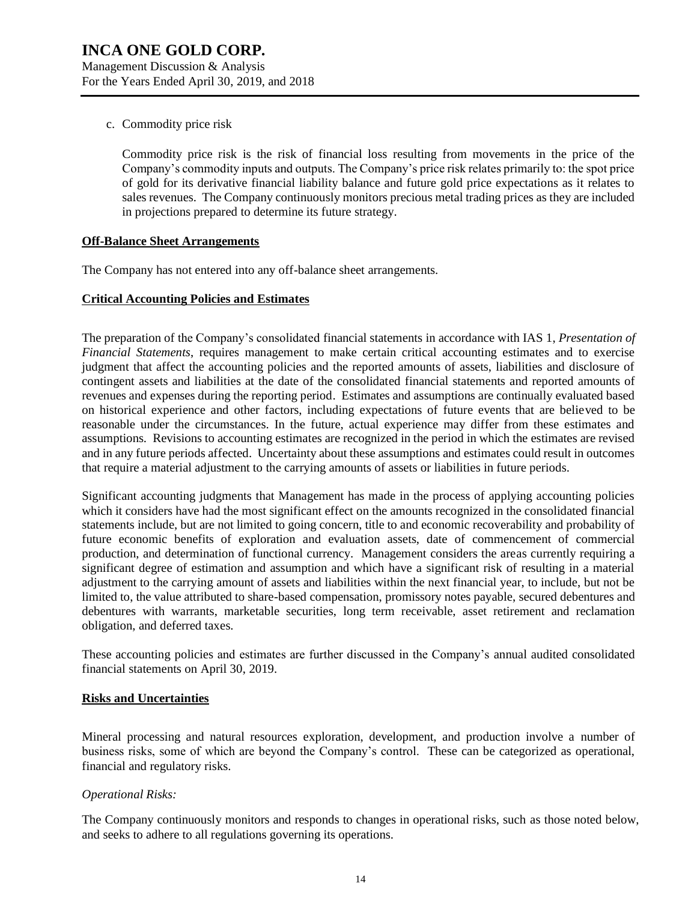c. Commodity price risk

Commodity price risk is the risk of financial loss resulting from movements in the price of the Company's commodity inputs and outputs. The Company's price risk relates primarily to: the spot price of gold for its derivative financial liability balance and future gold price expectations as it relates to sales revenues. The Company continuously monitors precious metal trading prices as they are included in projections prepared to determine its future strategy.

**Off-Balance Sheet Arrangements**

The Company has not entered into any off-balance sheet arrangements.

**Critical Accounting Policies and Estimates**

The preparation of the Company's consolidated financial statements in accordance with IAS 1, *Presentation of Financial Statements*, requires management to make certain critical accounting estimates and to exercise judgment that affect the accounting policies and the reported amounts of assets, liabilities and disclosure of contingent assets and liabilities at the date of the consolidated financial statements and reported amounts of revenues and expenses during the reporting period. Estimates and assumptions are continually evaluated based on historical experience and other factors, including expectations of future events that are believed to be reasonable under the circumstances. In the future, actual experience may differ from these estimates and assumptions. Revisions to accounting estimates are recognized in the period in which the estimates are revised and in any future periods affected. Uncertainty about these assumptions and estimates could result in outcomes that require a material adjustment to the carrying amounts of assets or liabilities in future periods.

Significant accounting judgments that Management has made in the process of applying accounting policies which it considers have had the most significant effect on the amounts recognized in the consolidated financial statements include, but are not limited to going concern, title to and economic recoverability and probability of future economic benefits of exploration and evaluation assets, date of commencement of commercial production, and determination of functional currency. Management considers the areas currently requiring a significant degree of estimation and assumption and which have a significant risk of resulting in a material adjustment to the carrying amount of assets and liabilities within the next financial year, to include, but not be limited to, the value attributed to share-based compensation, promissory notes payable, secured debentures and debentures with warrants, marketable securities, long term receivable, asset retirement and reclamation obligation, and deferred taxes.

These accounting policies and estimates are further discussed in the Company's annual audited consolidated financial statements on April 30, 2019.

**Risks and Uncertainties**

Mineral processing and natural resources exploration, development, and production involve a number of business risks, some of which are beyond the Company's control. These can be categorized as operational, financial and regulatory risks.

*Operational Risks:*

The Company continuously monitors and responds to changes in operational risks, such as those noted below, and seeks to adhere to all regulations governing its operations.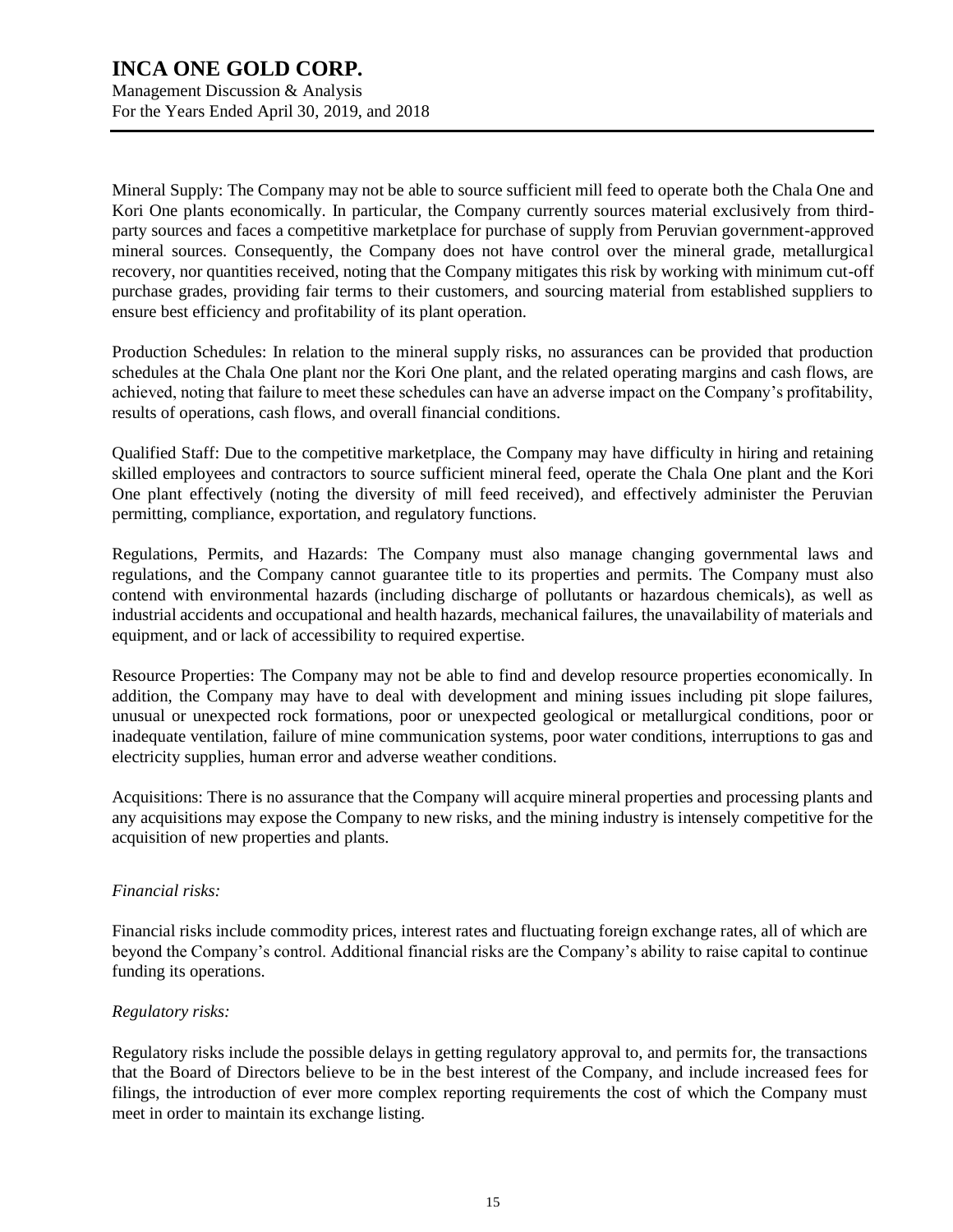Mineral Supply: The Company may not be able to source sufficient mill feed to operate both the Chala One and Kori One plants economically. In particular, the Company currently sources material exclusively from third-party sources and faces a competitive marketplace for purchase of supply from Peruvian government-approved mineral sources. Consequently, the Company does not have control over the mineral grade, metallurgical recovery, nor quantities received, noting that the Company mitigates this risk by working with minimum cut-off purchase grades, providing fair terms to their customers, and sourcing material from established suppliers to ensure best efficiency and profitability of its plant operation.

Production Schedules: In relation to the mineral supply risks, no assurances can be provided that production schedules at the Chala One plant nor the Kori One plant, and the related operating margins and cash flows, are achieved, noting that failure to meet these schedules can have an adverse impact on the Company's profitability, results of operations, cash flows, and overall financial conditions.

Qualified Staff: Due to the competitive marketplace, the Company may have difficulty in hiring and retaining skilled employees and contractors to source sufficient mineral feed, operate the Chala One plant and the Kori One plant effectively (noting the diversity of mill feed received), and effectively administer the Peruvian permitting, compliance, exportation, and regulatory functions.

Regulations, Permits, and Hazards: The Company must also manage changing governmental laws and regulations, and the Company cannot guarantee title to its properties and permits. The Company must also contend with environmental hazards (including discharge of pollutants or hazardous chemicals), as well as industrial accidents and occupational and health hazards, mechanical failures, the unavailability of materials and equipment, and or lack of accessibility to required expertise.

Resource Properties: The Company may not be able to find and develop resource properties economically. In addition, the Company may have to deal with development and mining issues including pit slope failures, unusual or unexpected rock formations, poor or unexpected geological or metallurgical conditions, poor or inadequate ventilation, failure of mine communication systems, poor water conditions, interruptions to gas and electricity supplies, human error and adverse weather conditions.

Acquisitions: There is no assurance that the Company will acquire mineral properties and processing plants and any acquisitions may expose the Company to new risks, and the mining industry is intensely competitive for the acquisition of new properties and plants.

*Financial risks:*

Financial risks include commodity prices, interest rates and fluctuating foreign exchange rates, all of which are beyond the Company's control. Additional financial risks are the Company's ability to raise capital to continue funding its operations.

*Regulatory risks:*

Regulatory risks include the possible delays in getting regulatory approval to, and permits for, the transactions that the Board of Directors believe to be in the best interest of the Company, and include increased fees for filings, the introduction of ever more complex reporting requirements the cost of which the Company must meet in order to maintain its exchange listing.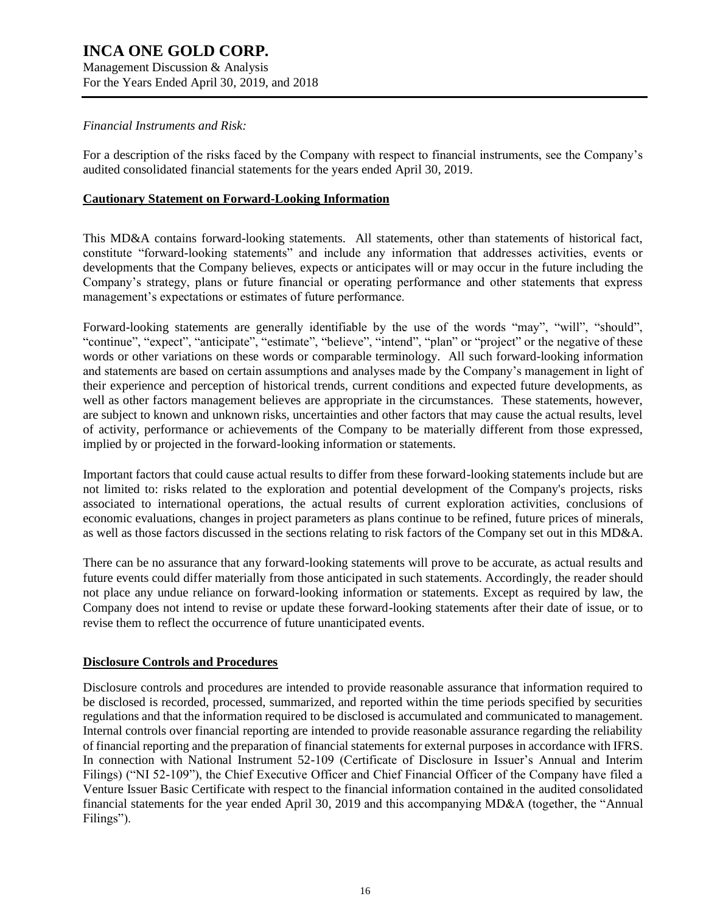*Financial Instruments and Risk:*

For a description of the risks faced by the Company with respect to financial instruments, see the Company's audited consolidated financial statements for the years ended April 30, 2019.

## Cautionary Statement on Forward-Looking Information

This MD&A contains forward-looking statements. All statements, other than statements of historical fact, constitute "forward-looking statements" and include any information that addresses activities, events or developments that the Company believes, expects or anticipates will or may occur in the future including the Company's strategy, plans or future financial or operating performance and other statements that express management's expectations or estimates of future performance.

Forward-looking statements are generally identifiable by the use of the words "may", "will", "should", "continue", "expect", "anticipate", "estimate", "believe", "intend", "plan" or "project" or the negative of these words or other variations on these words or comparable terminology. All such forward-looking information and statements are based on certain assumptions and analyses made by the Company's management in light of their experience and perception of historical trends, current conditions and expected future developments, as well as other factors management believes are appropriate in the circumstances. These statements, however, are subject to known and unknown risks, uncertainties and other factors that may cause the actual results, level of activity, performance or achievements of the Company to be materially different from those expressed, implied by or projected in the forward-looking information or statements.

Important factors that could cause actual results to differ from these forward-looking statements include but are not limited to: risks related to the exploration and potential development of the Company's projects, risks associated to international operations, the actual results of current exploration activities, conclusions of economic evaluations, changes in project parameters as plans continue to be refined, future prices of minerals, as well as those factors discussed in the sections relating to risk factors of the Company set out in this MD&A.

There can be no assurance that any forward-looking statements will prove to be accurate, as actual results and future events could differ materially from those anticipated in such statements. Accordingly, the reader should not place any undue reliance on forward-looking information or statements. Except as required by law, the Company does not intend to revise or update these forward-looking statements after their date of issue, or to revise them to reflect the occurrence of future unanticipated events.

## Disclosure Controls and Procedures

Disclosure controls and procedures are intended to provide reasonable assurance that information required to be disclosed is recorded, processed, summarized, and reported within the time periods specified by securities regulations and that the information required to be disclosed is accumulated and communicated to management. Internal controls over financial reporting are intended to provide reasonable assurance regarding the reliability of financial reporting and the preparation of financial statements for external purposes in accordance with IFRS. In connection with National Instrument 52-109 (Certificate of Disclosure in Issuer's Annual and Interim Filings) ("NI 52-109"), the Chief Executive Officer and Chief Financial Officer of the Company have filed a Venture Issuer Basic Certificate with respect to the financial information contained in the audited consolidated financial statements for the year ended April 30, 2019 and this accompanying MD&A (together, the "Annual Filings").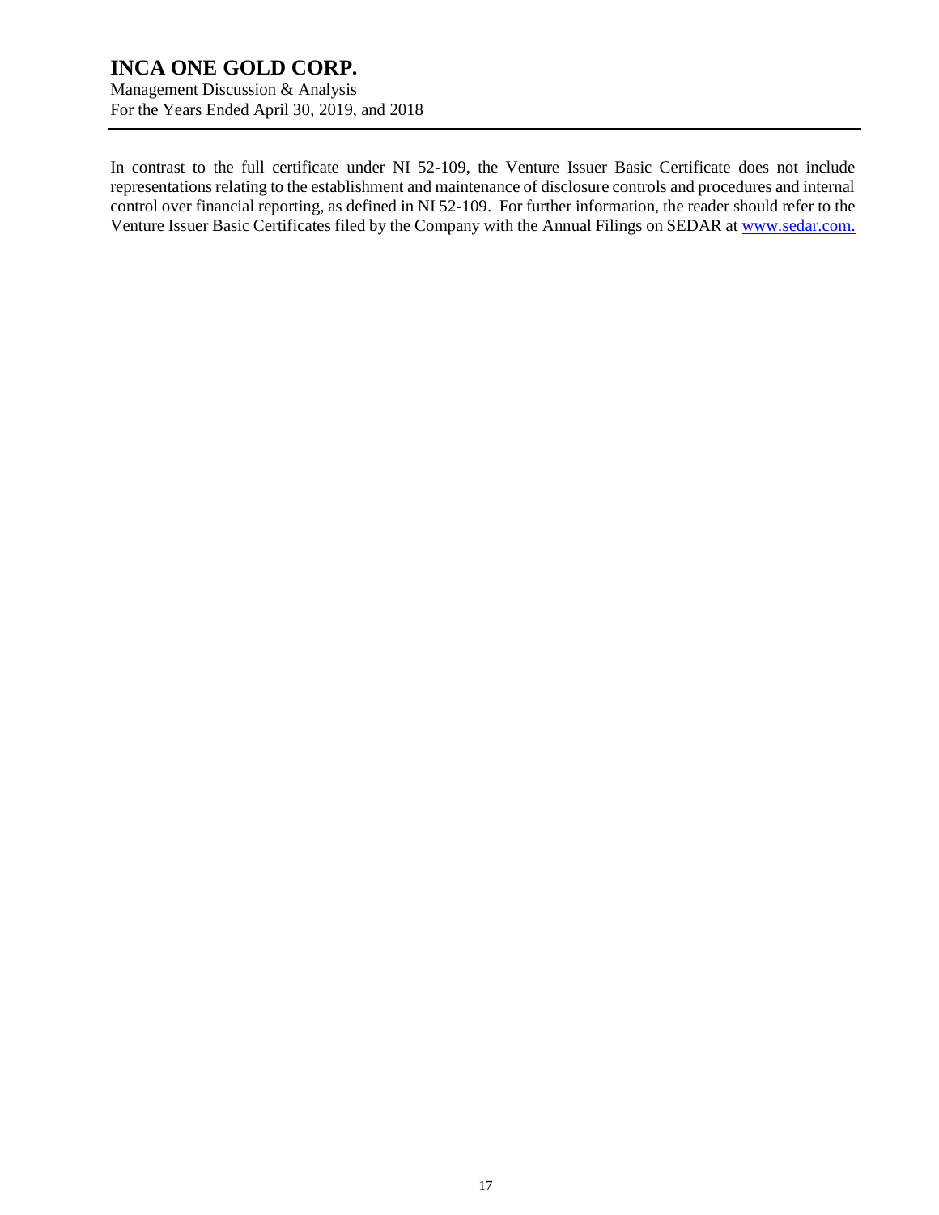In contrast to the full certificate under NI 52-109, the Venture Issuer Basic Certificate does not include representations relating to the establishment and maintenance of disclosure controls and procedures and internal control over financial reporting, as defined in NI 52-109. For further information, the reader should refer to the Venture Issuer Basic Certificates filed by the Company with the Annual Filings on SEDAR at www.sedar.com.